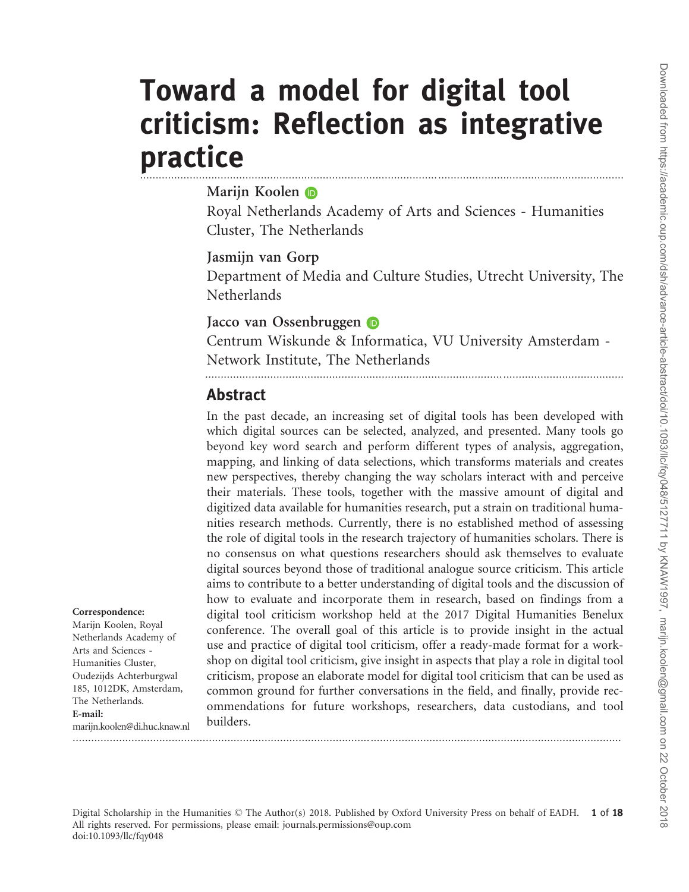# Toward a model for digital tool criticism: Reflection as integrative practice

**Marijn Koolen**

Royal Netherlands Academy of Arts and Sciences - Humanities Cluster, The Netherlands

**Jasmijn van Gorp**

Department of Media and Culture Studies, Utrecht University, The Netherlands

**Jacco van Ossenbruggen**

Centrum Wiskunde & Informatica, VU University Amsterdam - Network Institute, The Netherlands

## Abstract

In the past decade, an increasing set of digital tools has been developed with which digital sources can be selected, analyzed, and presented. Many tools go beyond key word search and perform different types of analysis, aggregation, mapping, and linking of data selections, which transforms materials and creates new perspectives, thereby changing the way scholars interact with and perceive their materials. These tools, together with the massive amount of digital and digitized data available for humanities research, put a strain on traditional humanities research methods. Currently, there is no established method of assessing the role of digital tools in the research trajectory of humanities scholars. There is no consensus on what questions researchers should ask themselves to evaluate digital sources beyond those of traditional analogue source criticism. This article aims to contribute to a better understanding of digital tools and the discussion of how to evaluate and incorporate them in research, based on findings from a digital tool criticism workshop held at the 2017 Digital Humanities Benelux conference. The overall goal of this article is to provide insight in the actual use and practice of digital tool criticism, offer a ready-made format for a workshop on digital tool criticism, give insight in aspects that play a role in digital tool criticism, propose an elaborate model for digital tool criticism that can be used as common ground for further conversations in the field, and finally, provide recommendations for future workshops, researchers, data custodians, and tool builders.

**Correspondence:**
Marijn Koolen, Royal Netherlands Academy of Arts and Sciences - Humanities Cluster, Oudezijds Achterburgwal 185, 1012DK, Amsterdam, The Netherlands.
**E-mail:**
marijn.koolen@di.huc.knaw.nl

Digital Scholarship in the Humanities © The Author(s) 2018. Published by Oxford University Press on behalf of EADH. All rights reserved. For permissions, please email: journals.permissions@oup.com
doi:10.1093/llc/fqy048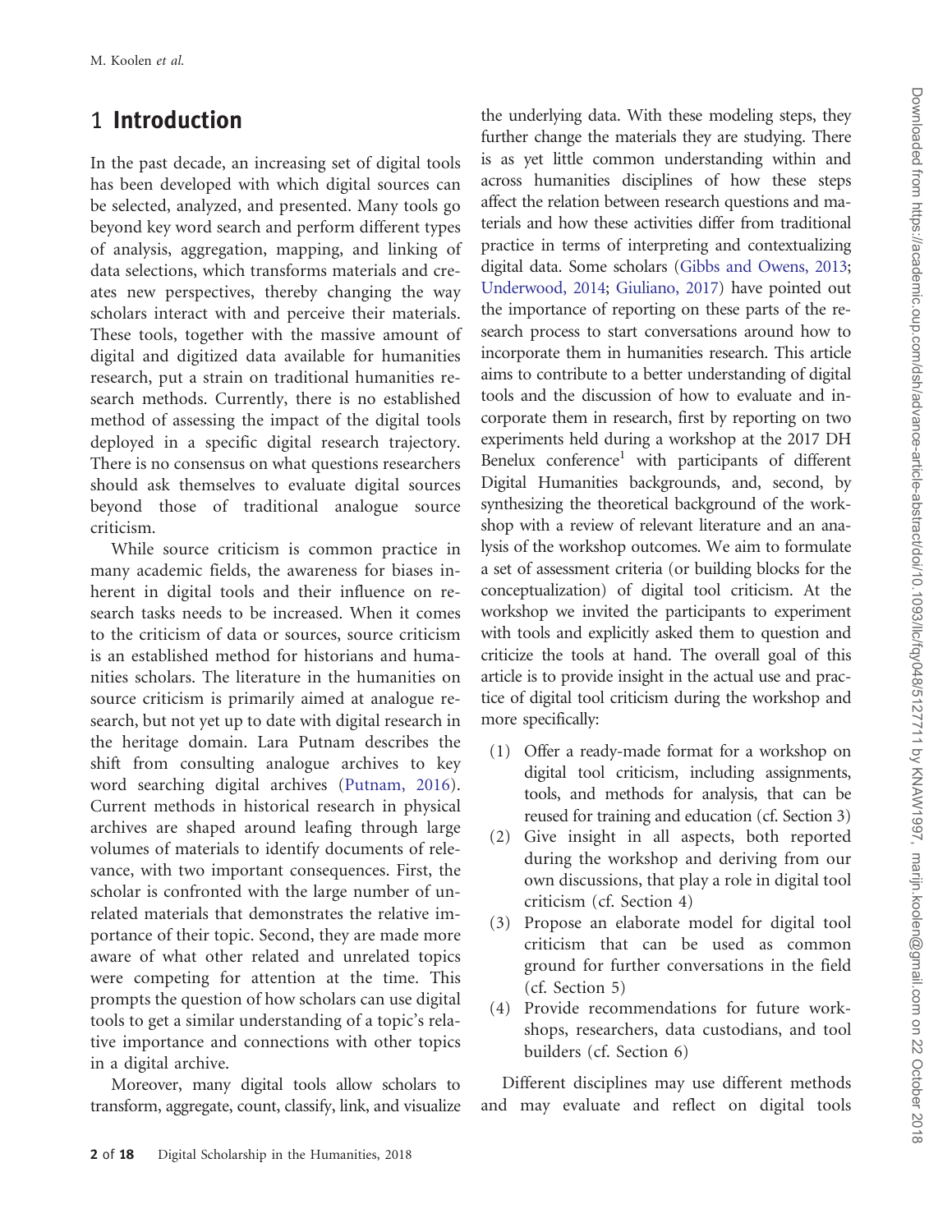# 1 Introduction

In the past decade, an increasing set of digital tools has been developed with which digital sources can be selected, analyzed, and presented. Many tools go beyond key word search and perform different types of analysis, aggregation, mapping, and linking of data selections, which transforms materials and creates new perspectives, thereby changing the way scholars interact with and perceive their materials. These tools, together with the massive amount of digital and digitized data available for humanities research, put a strain on traditional humanities research methods. Currently, there is no established method of assessing the impact of the digital tools deployed in a specific digital research trajectory. There is no consensus on what questions researchers should ask themselves to evaluate digital sources beyond those of traditional analogue source criticism.

While source criticism is common practice in many academic fields, the awareness for biases inherent in digital tools and their influence on research tasks needs to be increased. When it comes to the criticism of data or sources, source criticism is an established method for historians and humanities scholars. The literature in the humanities on source criticism is primarily aimed at analogue research, but not yet up to date with digital research in the heritage domain. Lara Putnam describes the shift from consulting analogue archives to key word searching digital archives (Putnam, 2016). Current methods in historical research in physical archives are shaped around leafing through large volumes of materials to identify documents of relevance, with two important consequences. First, the scholar is confronted with the large number of unrelated materials that demonstrates the relative importance of their topic. Second, they are made more aware of what other related and unrelated topics were competing for attention at the time. This prompts the question of how scholars can use digital tools to get a similar understanding of a topic's relative importance and connections with other topics in a digital archive.

Moreover, many digital tools allow scholars to transform, aggregate, count, classify, link, and visualize the underlying data. With these modeling steps, they further change the materials they are studying. There is as yet little common understanding within and across humanities disciplines of how these steps affect the relation between research questions and materials and how these activities differ from traditional practice in terms of interpreting and contextualizing digital data. Some scholars (Gibbs and Owens, 2013; Underwood, 2014; Giuliano, 2017) have pointed out the importance of reporting on these parts of the research process to start conversations around how to incorporate them in humanities research. This article aims to contribute to a better understanding of digital tools and the discussion of how to evaluate and incorporate them in research, first by reporting on two experiments held during a workshop at the 2017 DH Benelux conference[1] with participants of different Digital Humanities backgrounds, and, second, by synthesizing the theoretical background of the workshop with a review of relevant literature and an analysis of the workshop outcomes. We aim to formulate a set of assessment criteria (or building blocks for the conceptualization) of digital tool criticism. At the workshop we invited the participants to experiment with tools and explicitly asked them to question and criticize the tools at hand. The overall goal of this article is to provide insight in the actual use and practice of digital tool criticism during the workshop and more specifically:

(1) Offer a ready-made format for a workshop on digital tool criticism, including assignments, tools, and methods for analysis, that can be reused for training and education (cf. Section 3)
(2) Give insight in all aspects, both reported during the workshop and deriving from our own discussions, that play a role in digital tool criticism (cf. Section 4)
(3) Propose an elaborate model for digital tool criticism that can be used as common ground for further conversations in the field (cf. Section 5)
(4) Provide recommendations for future workshops, researchers, data custodians, and tool builders (cf. Section 6)

Different disciplines may use different methods and may evaluate and reflect on digital tools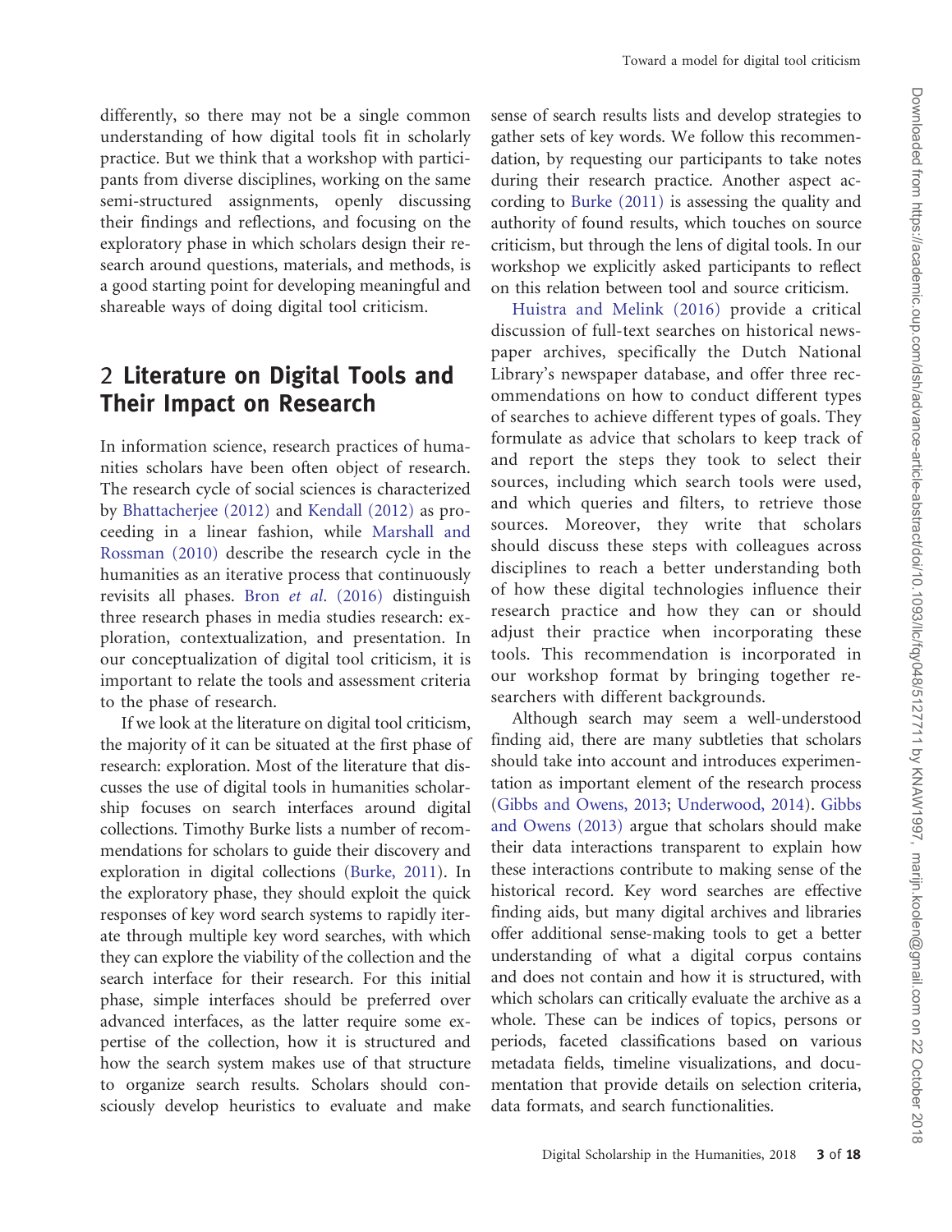differently, so there may not be a single common understanding of how digital tools fit in scholarly practice. But we think that a workshop with participants from diverse disciplines, working on the same semi-structured assignments, openly discussing their findings and reflections, and focusing on the exploratory phase in which scholars design their research around questions, materials, and methods, is a good starting point for developing meaningful and shareable ways of doing digital tool criticism.

## 2 Literature on Digital Tools and Their Impact on Research

In information science, research practices of humanities scholars have been often object of research. The research cycle of social sciences is characterized by Bhattacherjee (2012) and Kendall (2012) as proceeding in a linear fashion, while Marshall and Rossman (2010) describe the research cycle in the humanities as an iterative process that continuously revisits all phases. Bron *et al*. (2016) distinguish three research phases in media studies research: exploration, contextualization, and presentation. In our conceptualization of digital tool criticism, it is important to relate the tools and assessment criteria to the phase of research.

If we look at the literature on digital tool criticism, the majority of it can be situated at the first phase of research: exploration. Most of the literature that discusses the use of digital tools in humanities scholarship focuses on search interfaces around digital collections. Timothy Burke lists a number of recommendations for scholars to guide their discovery and exploration in digital collections (Burke, 2011). In the exploratory phase, they should exploit the quick responses of key word search systems to rapidly iterate through multiple key word searches, with which they can explore the viability of the collection and the search interface for their research. For this initial phase, simple interfaces should be preferred over advanced interfaces, as the latter require some expertise of the collection, how it is structured and how the search system makes use of that structure to organize search results. Scholars should consciously develop heuristics to evaluate and make sense of search results lists and develop strategies to gather sets of key words. We follow this recommendation, by requesting our participants to take notes during their research practice. Another aspect according to Burke (2011) is assessing the quality and authority of found results, which touches on source criticism, but through the lens of digital tools. In our workshop we explicitly asked participants to reflect on this relation between tool and source criticism.

Huistra and Melink (2016) provide a critical discussion of full-text searches on historical newspaper archives, specifically the Dutch National Library's newspaper database, and offer three recommendations on how to conduct different types of searches to achieve different types of goals. They formulate as advice that scholars to keep track of and report the steps they took to select their sources, including which search tools were used, and which queries and filters, to retrieve those sources. Moreover, they write that scholars should discuss these steps with colleagues across disciplines to reach a better understanding both of how these digital technologies influence their research practice and how they can or should adjust their practice when incorporating these tools. This recommendation is incorporated in our workshop format by bringing together researchers with different backgrounds.

Although search may seem a well-understood finding aid, there are many subtleties that scholars should take into account and introduces experimentation as important element of the research process (Gibbs and Owens, 2013; Underwood, 2014). Gibbs and Owens (2013) argue that scholars should make their data interactions transparent to explain how these interactions contribute to making sense of the historical record. Key word searches are effective finding aids, but many digital archives and libraries offer additional sense-making tools to get a better understanding of what a digital corpus contains and does not contain and how it is structured, with which scholars can critically evaluate the archive as a whole. These can be indices of topics, persons or periods, faceted classifications based on various metadata fields, timeline visualizations, and documentation that provide details on selection criteria, data formats, and search functionalities.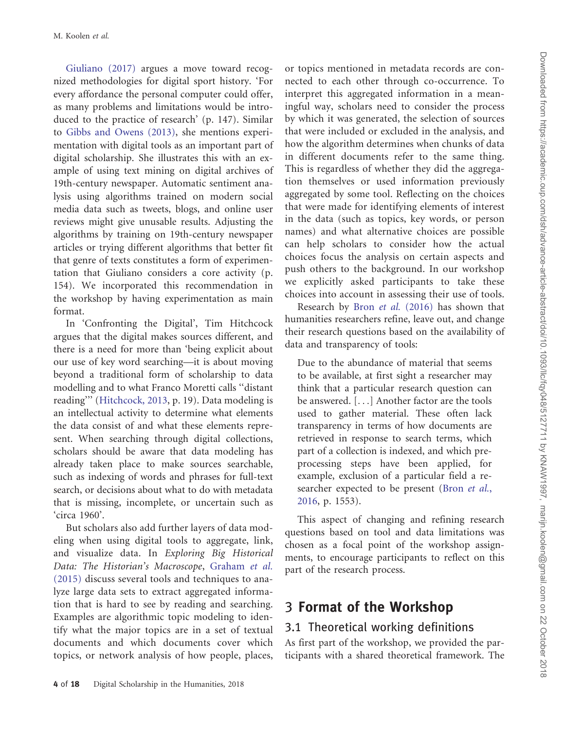Giuliano (2017) argues a move toward recognized methodologies for digital sport history. 'For every affordance the personal computer could offer, as many problems and limitations would be introduced to the practice of research' (p. 147). Similar to Gibbs and Owens (2013), she mentions experimentation with digital tools as an important part of digital scholarship. She illustrates this with an example of using text mining on digital archives of 19th-century newspaper. Automatic sentiment analysis using algorithms trained on modern social media data such as tweets, blogs, and online user reviews might give unusable results. Adjusting the algorithms by training on 19th-century newspaper articles or trying different algorithms that better fit that genre of texts constitutes a form of experimentation that Giuliano considers a core activity (p. 154). We incorporated this recommendation in the workshop by having experimentation as main format.

In 'Confronting the Digital', Tim Hitchcock argues that the digital makes sources different, and there is a need for more than 'being explicit about our use of key word searching—it is about moving beyond a traditional form of scholarship to data modelling and to what Franco Moretti calls "distant reading"' (Hitchcock, 2013, p. 19). Data modeling is an intellectual activity to determine what elements the data consist of and what these elements represent. When searching through digital collections, scholars should be aware that data modeling has already taken place to make sources searchable, such as indexing of words and phrases for full-text search, or decisions about what to do with metadata that is missing, incomplete, or uncertain such as 'circa 1960'.

But scholars also add further layers of data modeling when using digital tools to aggregate, link, and visualize data. In *Exploring Big Historical Data: The Historian's Macroscope*, Graham *et al.* (2015) discuss several tools and techniques to analyze large data sets to extract aggregated information that is hard to see by reading and searching. Examples are algorithmic topic modeling to identify what the major topics are in a set of textual documents and which documents cover which topics, or network analysis of how people, places, or topics mentioned in metadata records are connected to each other through co-occurrence. To interpret this aggregated information in a meaningful way, scholars need to consider the process by which it was generated, the selection of sources that were included or excluded in the analysis, and how the algorithm determines when chunks of data in different documents refer to the same thing. This is regardless of whether they did the aggregation themselves or used information previously aggregated by some tool. Reflecting on the choices that were made for identifying elements of interest in the data (such as topics, key words, or person names) and what alternative choices are possible can help scholars to consider how the actual choices focus the analysis on certain aspects and push others to the background. In our workshop we explicitly asked participants to take these choices into account in assessing their use of tools.

Research by Bron *et al.* (2016) has shown that humanities researchers refine, leave out, and change their research questions based on the availability of data and transparency of tools:

> Due to the abundance of material that seems to be available, at first sight a researcher may think that a particular research question can be answered. [. . .] Another factor are the tools used to gather material. These often lack transparency in terms of how documents are retrieved in response to search terms, which part of a collection is indexed, and which preprocessing steps have been applied, for example, exclusion of a particular field a researcher expected to be present (Bron *et al.*, 2016, p. 1553).

This aspect of changing and refining research questions based on tool and data limitations was chosen as a focal point of the workshop assignments, to encourage participants to reflect on this part of the research process.

# 3 Format of the Workshop

## 3.1 Theoretical working definitions

As first part of the workshop, we provided the participants with a shared theoretical framework. The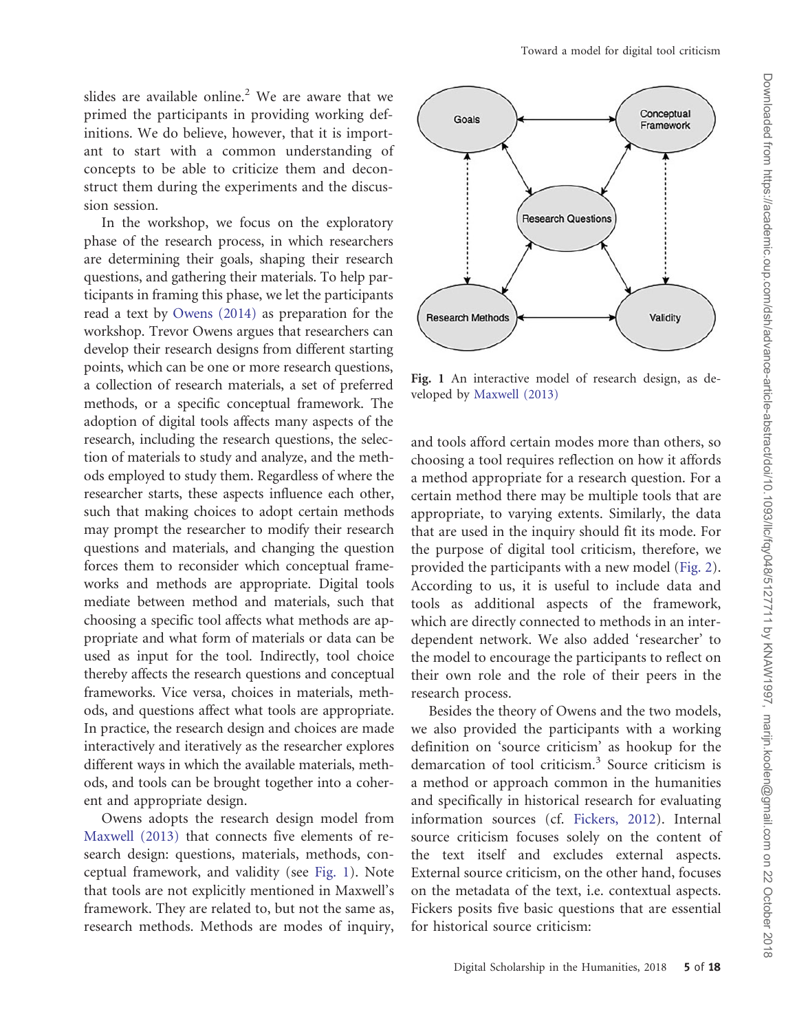slides are available online.[2] We are aware that we primed the participants in providing working definitions. We do believe, however, that it is important to start with a common understanding of concepts to be able to criticize them and deconstruct them during the experiments and the discussion session.

In the workshop, we focus on the exploratory phase of the research process, in which researchers are determining their goals, shaping their research questions, and gathering their materials. To help participants in framing this phase, we let the participants read a text by Owens (2014) as preparation for the workshop. Trevor Owens argues that researchers can develop their research designs from different starting points, which can be one or more research questions, a collection of research materials, a set of preferred methods, or a specific conceptual framework. The adoption of digital tools affects many aspects of the research, including the research questions, the selection of materials to study and analyze, and the methods employed to study them. Regardless of where the researcher starts, these aspects influence each other, such that making choices to adopt certain methods may prompt the researcher to modify their research questions and materials, and changing the question forces them to reconsider which conceptual frameworks and methods are appropriate. Digital tools mediate between method and materials, such that choosing a specific tool affects what methods are appropriate and what form of materials or data can be used as input for the tool. Indirectly, tool choice thereby affects the research questions and conceptual frameworks. Vice versa, choices in materials, methods, and questions affect what tools are appropriate. In practice, the research design and choices are made interactively and iteratively as the researcher explores different ways in which the available materials, methods, and tools can be brought together into a coherent and appropriate design.

Owens adopts the research design model from Maxwell (2013) that connects five elements of research design: questions, materials, methods, conceptual framework, and validity (see Fig. 1). Note that tools are not explicitly mentioned in Maxwell's framework. They are related to, but not the same as, research methods. Methods are modes of inquiry,

Goals

Conceptual Framework

Research Questions

Research Methods

Validity

**Fig. 1** An interactive model of research design, as developed by Maxwell (2013)

and tools afford certain modes more than others, so choosing a tool requires reflection on how it affords a method appropriate for a research question. For a certain method there may be multiple tools that are appropriate, to varying extents. Similarly, the data that are used in the inquiry should fit its mode. For the purpose of digital tool criticism, therefore, we provided the participants with a new model (Fig. 2). According to us, it is useful to include data and tools as additional aspects of the framework, which are directly connected to methods in an interdependent network. We also added 'researcher' to the model to encourage the participants to reflect on their own role and the role of their peers in the research process.

Besides the theory of Owens and the two models, we also provided the participants with a working definition on 'source criticism' as hookup for the demarcation of tool criticism.[3] Source criticism is a method or approach common in the humanities and specifically in historical research for evaluating information sources (cf. Fickers, 2012). Internal source criticism focuses solely on the content of the text itself and excludes external aspects. External source criticism, on the other hand, focuses on the metadata of the text, i.e. contextual aspects. Fickers posits five basic questions that are essential for historical source criticism: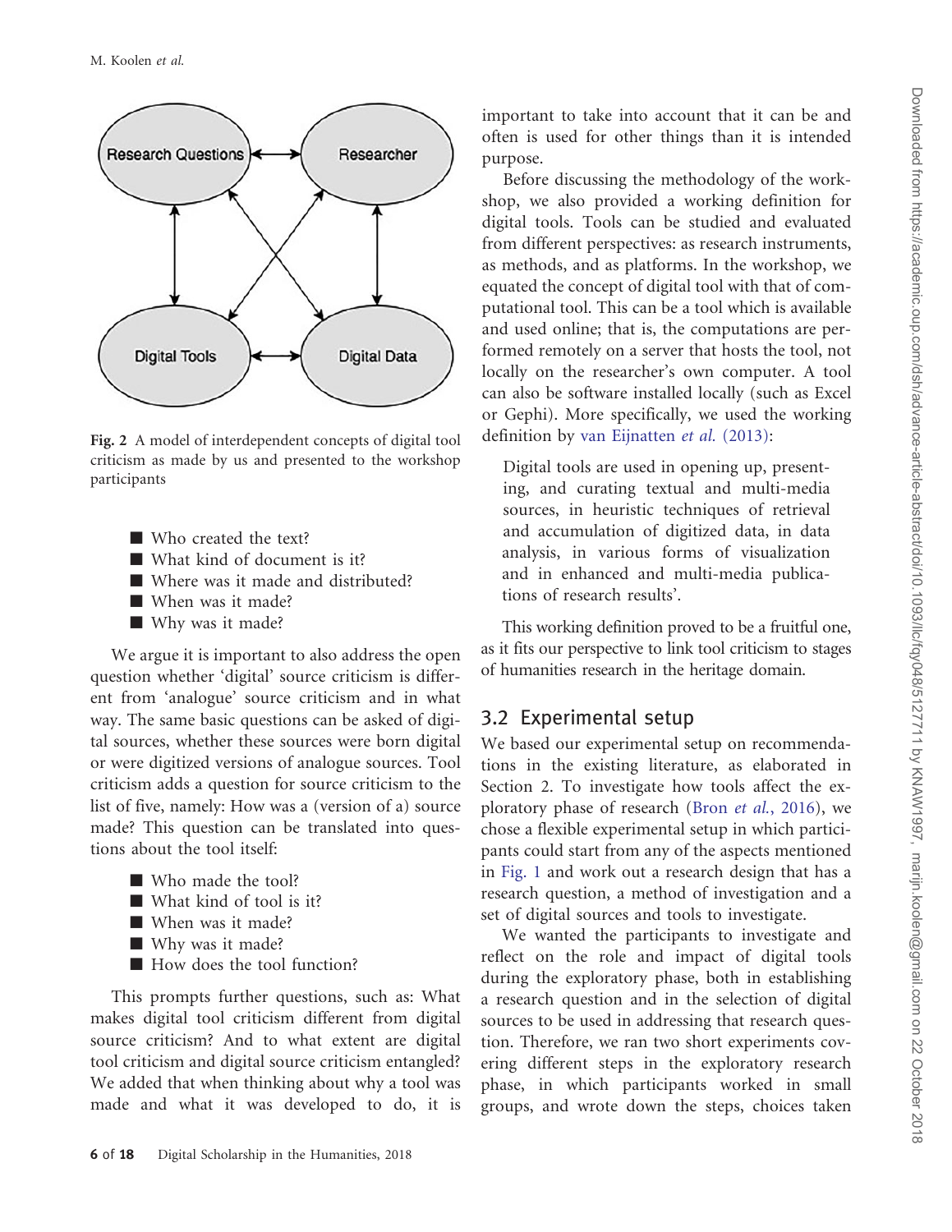Research Questions

Researcher

Digital Tools

Digital Data

**Fig. 2** A model of interdependent concepts of digital tool criticism as made by us and presented to the workshop participants

- Who created the text?
- What kind of document is it?
- Where was it made and distributed?
- When was it made?
- Why was it made?

We argue it is important to also address the open question whether 'digital' source criticism is different from 'analogue' source criticism and in what way. The same basic questions can be asked of digital sources, whether these sources were born digital or were digitized versions of analogue sources. Tool criticism adds a question for source criticism to the list of five, namely: How was a (version of a) source made? This question can be translated into questions about the tool itself:

- Who made the tool?
- What kind of tool is it?
- When was it made?
- Why was it made?
- How does the tool function?

This prompts further questions, such as: What makes digital tool criticism different from digital source criticism? And to what extent are digital tool criticism and digital source criticism entangled? We added that when thinking about why a tool was made and what it was developed to do, it is important to take into account that it can be and often is used for other things than it is intended purpose.

Before discussing the methodology of the workshop, we also provided a working definition for digital tools. Tools can be studied and evaluated from different perspectives: as research instruments, as methods, and as platforms. In the workshop, we equated the concept of digital tool with that of computational tool. This can be a tool which is available and used online; that is, the computations are performed remotely on a server that hosts the tool, not locally on the researcher's own computer. A tool can also be software installed locally (such as Excel or Gephi). More specifically, we used the working definition by van Eijnatten *et al.* (2013):

> Digital tools are used in opening up, presenting, and curating textual and multi-media sources, in heuristic techniques of retrieval and accumulation of digitized data, in data analysis, in various forms of visualization and in enhanced and multi-media publications of research results'.

This working definition proved to be a fruitful one, as it fits our perspective to link tool criticism to stages of humanities research in the heritage domain.

## 3.2 Experimental setup

We based our experimental setup on recommendations in the existing literature, as elaborated in Section 2. To investigate how tools affect the exploratory phase of research (Bron *et al.*, 2016), we chose a flexible experimental setup in which participants could start from any of the aspects mentioned in Fig. 1 and work out a research design that has a research question, a method of investigation and a set of digital sources and tools to investigate.

We wanted the participants to investigate and reflect on the role and impact of digital tools during the exploratory phase, both in establishing a research question and in the selection of digital sources to be used in addressing that research question. Therefore, we ran two short experiments covering different steps in the exploratory research phase, in which participants worked in small groups, and wrote down the steps, choices taken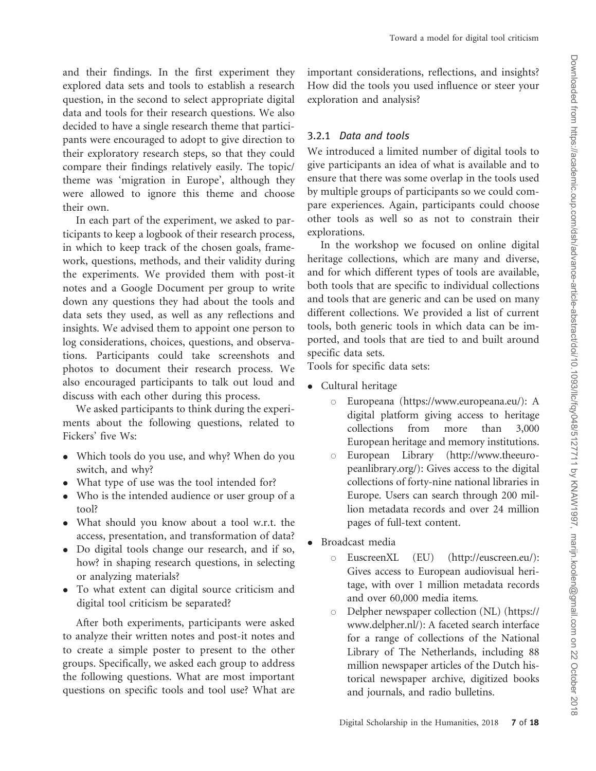and their findings. In the first experiment they explored data sets and tools to establish a research question, in the second to select appropriate digital data and tools for their research questions. We also decided to have a single research theme that participants were encouraged to adopt to give direction to their exploratory research steps, so that they could compare their findings relatively easily. The topic/theme was 'migration in Europe', although they were allowed to ignore this theme and choose their own.

In each part of the experiment, we asked to participants to keep a logbook of their research process, in which to keep track of the chosen goals, framework, questions, methods, and their validity during the experiments. We provided them with post-it notes and a Google Document per group to write down any questions they had about the tools and data sets they used, as well as any reflections and insights. We advised them to appoint one person to log considerations, choices, questions, and observations. Participants could take screenshots and photos to document their research process. We also encouraged participants to talk out loud and discuss with each other during this process.

We asked participants to think during the experiments about the following questions, related to Fickers' five Ws:

- Which tools do you use, and why? When do you switch, and why?
- What type of use was the tool intended for?
- Who is the intended audience or user group of a tool?
- What should you know about a tool w.r.t. the access, presentation, and transformation of data?
- Do digital tools change our research, and if so, how? in shaping research questions, in selecting or analyzing materials?
- To what extent can digital source criticism and digital tool criticism be separated?

After both experiments, participants were asked to analyze their written notes and post-it notes and to create a simple poster to present to the other groups. Specifically, we asked each group to address the following questions. What are most important questions on specific tools and tool use? What are important considerations, reflections, and insights? How did the tools you used influence or steer your exploration and analysis?

### 3.2.1 *Data and tools*

We introduced a limited number of digital tools to give participants an idea of what is available and to ensure that there was some overlap in the tools used by multiple groups of participants so we could compare experiences. Again, participants could choose other tools as well so as not to constrain their explorations.

In the workshop we focused on online digital heritage collections, which are many and diverse, and for which different types of tools are available, both tools that are specific to individual collections and tools that are generic and can be used on many different collections. We provided a list of current tools, both generic tools in which data can be imported, and tools that are tied to and built around specific data sets.

Tools for specific data sets:

- Cultural heritage
  - Europeana (https://www.europeana.eu/): A digital platform giving access to heritage collections from more than 3,000 European heritage and memory institutions.
  - European Library (http://www.theeuropeanlibrary.org/): Gives access to the digital collections of forty-nine national libraries in Europe. Users can search through 200 million metadata records and over 24 million pages of full-text content.
- Broadcast media
  - EuscreenXL (EU) (http://euscreen.eu/): Gives access to European audiovisual heritage, with over 1 million metadata records and over 60,000 media items.
  - Delpher newspaper collection (NL) (https://www.delpher.nl/): A faceted search interface for a range of collections of the National Library of The Netherlands, including 88 million newspaper articles of the Dutch historical newspaper archive, digitized books and journals, and radio bulletins.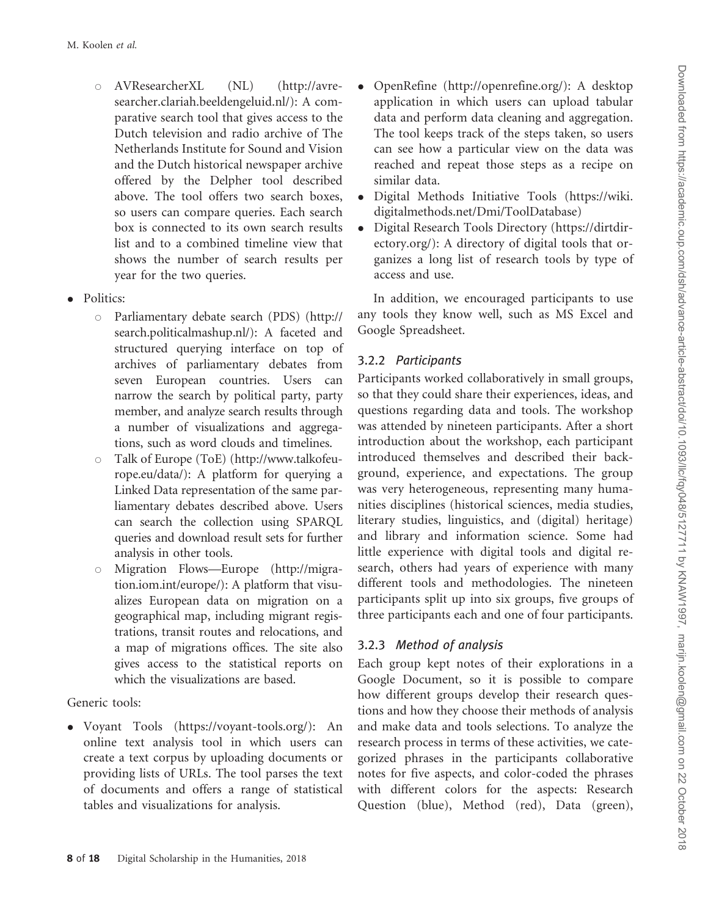- AVResearcherXL (NL) (http://avresearcher.clariah.beeldengeluid.nl/): A comparative search tool that gives access to the Dutch television and radio archive of The Netherlands Institute for Sound and Vision and the Dutch historical newspaper archive offered by the Delpher tool described above. The tool offers two search boxes, so users can compare queries. Each search box is connected to its own search results list and to a combined timeline view that shows the number of search results per year for the two queries.

- Politics:
    - Parliamentary debate search (PDS) (http://search.politicalmashup.nl/): A faceted and structured querying interface on top of archives of parliamentary debates from seven European countries. Users can narrow the search by political party, party member, and analyze search results through a number of visualizations and aggregations, such as word clouds and timelines.
    - Talk of Europe (ToE) (http://www.talkofeurope.eu/data/): A platform for querying a Linked Data representation of the same parliamentary debates described above. Users can search the collection using SPARQL queries and download result sets for further analysis in other tools.
    - Migration Flows—Europe (http://migration.iom.int/europe/): A platform that visualizes European data on migration on a geographical map, including migrant registrations, transit routes and relocations, and a map of migrations offices. The site also gives access to the statistical reports on which the visualizations are based.

Generic tools:

- Voyant Tools (https://voyant-tools.org/): An online text analysis tool in which users can create a text corpus by uploading documents or providing lists of URLs. The tool parses the text of documents and offers a range of statistical tables and visualizations for analysis.
- OpenRefine (http://openrefine.org/): A desktop application in which users can upload tabular data and perform data cleaning and aggregation. The tool keeps track of the steps taken, so users can see how a particular view on the data was reached and repeat those steps as a recipe on similar data.
- Digital Methods Initiative Tools (https://wiki.digitalmethods.net/Dmi/ToolDatabase)
- Digital Research Tools Directory (https://dirtdirectory.org/): A directory of digital tools that organizes a long list of research tools by type of access and use.

In addition, we encouraged participants to use any tools they know well, such as MS Excel and Google Spreadsheet.

### 3.2.2 *Participants*

Participants worked collaboratively in small groups, so that they could share their experiences, ideas, and questions regarding data and tools. The workshop was attended by nineteen participants. After a short introduction about the workshop, each participant introduced themselves and described their background, experience, and expectations. The group was very heterogeneous, representing many humanities disciplines (historical sciences, media studies, literary studies, linguistics, and (digital) heritage) and library and information science. Some had little experience with digital tools and digital research, others had years of experience with many different tools and methodologies. The nineteen participants split up into six groups, five groups of three participants each and one of four participants.

### 3.2.3 *Method of analysis*

Each group kept notes of their explorations in a Google Document, so it is possible to compare how different groups develop their research questions and how they choose their methods of analysis and make data and tools selections. To analyze the research process in terms of these activities, we categorized phrases in the participants collaborative notes for five aspects, and color-coded the phrases with different colors for the aspects: Research Question (blue), Method (red), Data (green),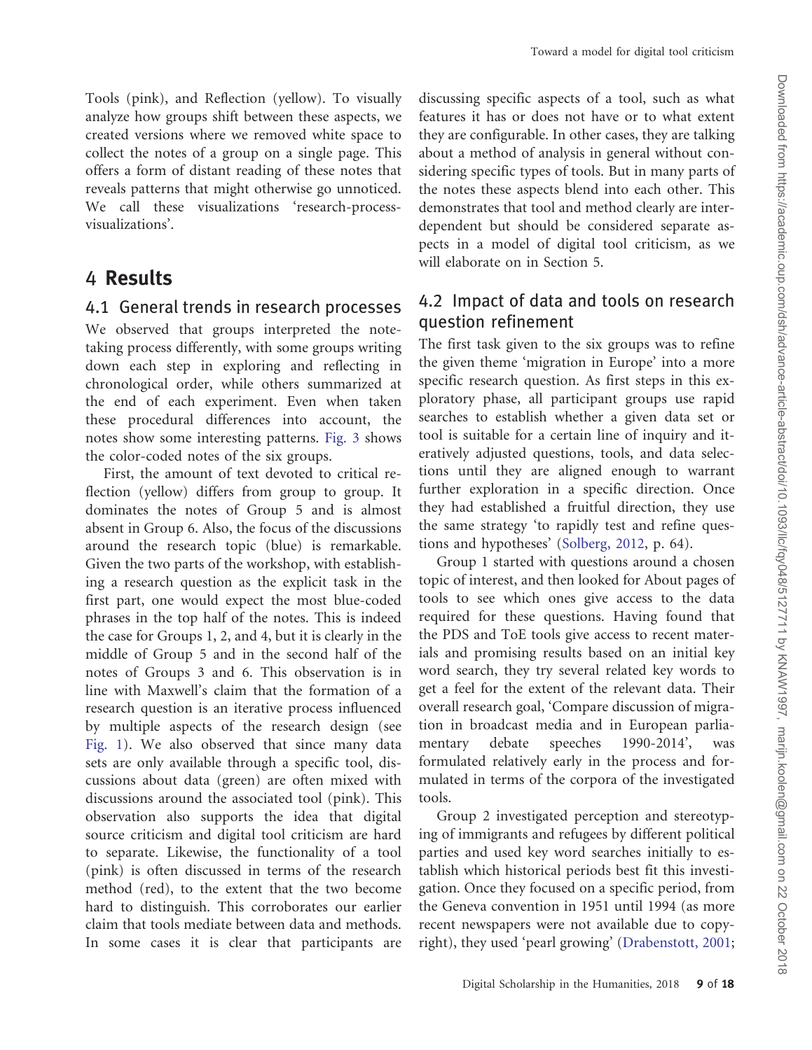Tools (pink), and Reflection (yellow). To visually analyze how groups shift between these aspects, we created versions where we removed white space to collect the notes of a group on a single page. This offers a form of distant reading of these notes that reveals patterns that might otherwise go unnoticed. We call these visualizations 'research-process-visualizations'.

# 4 Results

## 4.1 General trends in research processes

We observed that groups interpreted the note-taking process differently, with some groups writing down each step in exploring and reflecting in chronological order, while others summarized at the end of each experiment. Even when taken these procedural differences into account, the notes show some interesting patterns. Fig. 3 shows the color-coded notes of the six groups.

First, the amount of text devoted to critical reflection (yellow) differs from group to group. It dominates the notes of Group 5 and is almost absent in Group 6. Also, the focus of the discussions around the research topic (blue) is remarkable. Given the two parts of the workshop, with establishing a research question as the explicit task in the first part, one would expect the most blue-coded phrases in the top half of the notes. This is indeed the case for Groups 1, 2, and 4, but it is clearly in the middle of Group 5 and in the second half of the notes of Groups 3 and 6. This observation is in line with Maxwell's claim that the formation of a research question is an iterative process influenced by multiple aspects of the research design (see Fig. 1). We also observed that since many data sets are only available through a specific tool, discussions about data (green) are often mixed with discussions around the associated tool (pink). This observation also supports the idea that digital source criticism and digital tool criticism are hard to separate. Likewise, the functionality of a tool (pink) is often discussed in terms of the research method (red), to the extent that the two become hard to distinguish. This corroborates our earlier claim that tools mediate between data and methods. In some cases it is clear that participants are discussing specific aspects of a tool, such as what features it has or does not have or to what extent they are configurable. In other cases, they are talking about a method of analysis in general without considering specific types of tools. But in many parts of the notes these aspects blend into each other. This demonstrates that tool and method clearly are interdependent but should be considered separate aspects in a model of digital tool criticism, as we will elaborate on in Section 5.

## 4.2 Impact of data and tools on research question refinement

The first task given to the six groups was to refine the given theme 'migration in Europe' into a more specific research question. As first steps in this exploratory phase, all participant groups use rapid searches to establish whether a given data set or tool is suitable for a certain line of inquiry and iteratively adjusted questions, tools, and data selections until they are aligned enough to warrant further exploration in a specific direction. Once they had established a fruitful direction, they use the same strategy 'to rapidly test and refine questions and hypotheses' (Solberg, 2012, p. 64).

Group 1 started with questions around a chosen topic of interest, and then looked for About pages of tools to see which ones give access to the data required for these questions. Having found that the PDS and ToE tools give access to recent materials and promising results based on an initial key word search, they try several related key words to get a feel for the extent of the relevant data. Their overall research goal, 'Compare discussion of migration in broadcast media and in European parliamentary debate speeches 1990-2014', was formulated relatively early in the process and formulated in terms of the corpora of the investigated tools.

Group 2 investigated perception and stereotyping of immigrants and refugees by different political parties and used key word searches initially to establish which historical periods best fit this investigation. Once they focused on a specific period, from the Geneva convention in 1951 until 1994 (as more recent newspapers were not available due to copyright), they used 'pearl growing' (Drabenstott, 2001;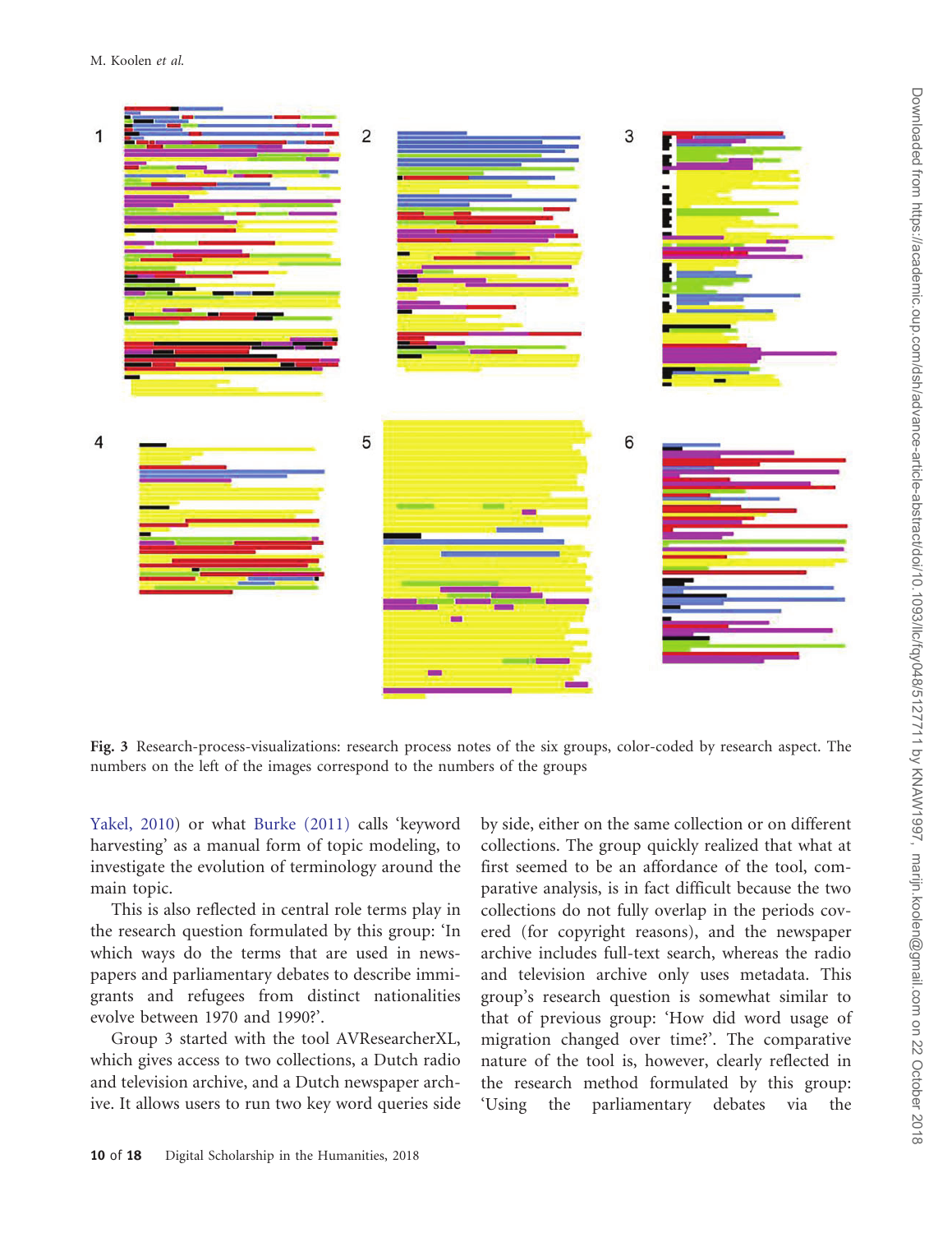Fig. 3 Research-process-visualizations: research process notes of the six groups, color-coded by research aspect. The numbers on the left of the images correspond to the numbers of the groups

Yakel, 2010) or what Burke (2011) calls 'keyword harvesting' as a manual form of topic modeling, to investigate the evolution of terminology around the main topic.

This is also reflected in central role terms play in the research question formulated by this group: 'In which ways do the terms that are used in newspapers and parliamentary debates to describe immigrants and refugees from distinct nationalities evolve between 1970 and 1990?'.

Group 3 started with the tool AVResearcherXL, which gives access to two collections, a Dutch radio and television archive, and a Dutch newspaper archive. It allows users to run two key word queries side by side, either on the same collection or on different collections. The group quickly realized that what at first seemed to be an affordance of the tool, comparative analysis, is in fact difficult because the two collections do not fully overlap in the periods covered (for copyright reasons), and the newspaper archive includes full-text search, whereas the radio and television archive only uses metadata. This group's research question is somewhat similar to that of previous group: 'How did word usage of migration changed over time?'. The comparative nature of the tool is, however, clearly reflected in the research method formulated by this group: 'Using the parliamentary debates via the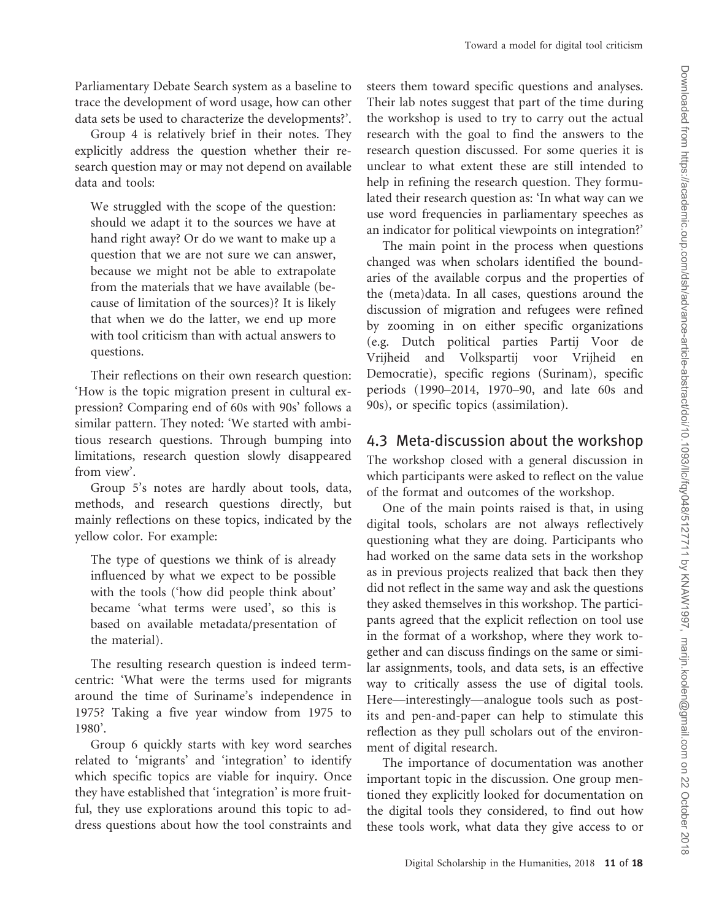Parliamentary Debate Search system as a baseline to trace the development of word usage, how can other data sets be used to characterize the developments?'.

Group 4 is relatively brief in their notes. They explicitly address the question whether their research question may or may not depend on available data and tools:

> We struggled with the scope of the question: should we adapt it to the sources we have at hand right away? Or do we want to make up a question that we are not sure we can answer, because we might not be able to extrapolate from the materials that we have available (because of limitation of the sources)? It is likely that when we do the latter, we end up more with tool criticism than with actual answers to questions.

Their reflections on their own research question: 'How is the topic migration present in cultural expression? Comparing end of 60s with 90s' follows a similar pattern. They noted: 'We started with ambitious research questions. Through bumping into limitations, research question slowly disappeared from view'.

Group 5's notes are hardly about tools, data, methods, and research questions directly, but mainly reflections on these topics, indicated by the yellow color. For example:

> The type of questions we think of is already influenced by what we expect to be possible with the tools ('how did people think about' became 'what terms were used', so this is based on available metadata/presentation of the material).

The resulting research question is indeed term-centric: 'What were the terms used for migrants around the time of Suriname's independence in 1975? Taking a five year window from 1975 to 1980'.

Group 6 quickly starts with key word searches related to 'migrants' and 'integration' to identify which specific topics are viable for inquiry. Once they have established that 'integration' is more fruitful, they use explorations around this topic to address questions about how the tool constraints and steers them toward specific questions and analyses. Their lab notes suggest that part of the time during the workshop is used to try to carry out the actual research with the goal to find the answers to the research question discussed. For some queries it is unclear to what extent these are still intended to help in refining the research question. They formulated their research question as: 'In what way can we use word frequencies in parliamentary speeches as an indicator for political viewpoints on integration?'

The main point in the process when questions changed was when scholars identified the boundaries of the available corpus and the properties of the (meta)data. In all cases, questions around the discussion of migration and refugees were refined by zooming in on either specific organizations (e.g. Dutch political parties Partij Voor de Vrijheid and Volkspartij voor Vrijheid en Democratie), specific regions (Surinam), specific periods (1990–2014, 1970–90, and late 60s and 90s), or specific topics (assimilation).

## 4.3 Meta-discussion about the workshop

The workshop closed with a general discussion in which participants were asked to reflect on the value of the format and outcomes of the workshop.

One of the main points raised is that, in using digital tools, scholars are not always reflectively questioning what they are doing. Participants who had worked on the same data sets in the workshop as in previous projects realized that back then they did not reflect in the same way and ask the questions they asked themselves in this workshop. The participants agreed that the explicit reflection on tool use in the format of a workshop, where they work together and can discuss findings on the same or similar assignments, tools, and data sets, is an effective way to critically assess the use of digital tools. Here—interestingly—analogue tools such as post-its and pen-and-paper can help to stimulate this reflection as they pull scholars out of the environment of digital research.

The importance of documentation was another important topic in the discussion. One group mentioned they explicitly looked for documentation on the digital tools they considered, to find out how these tools work, what data they give access to or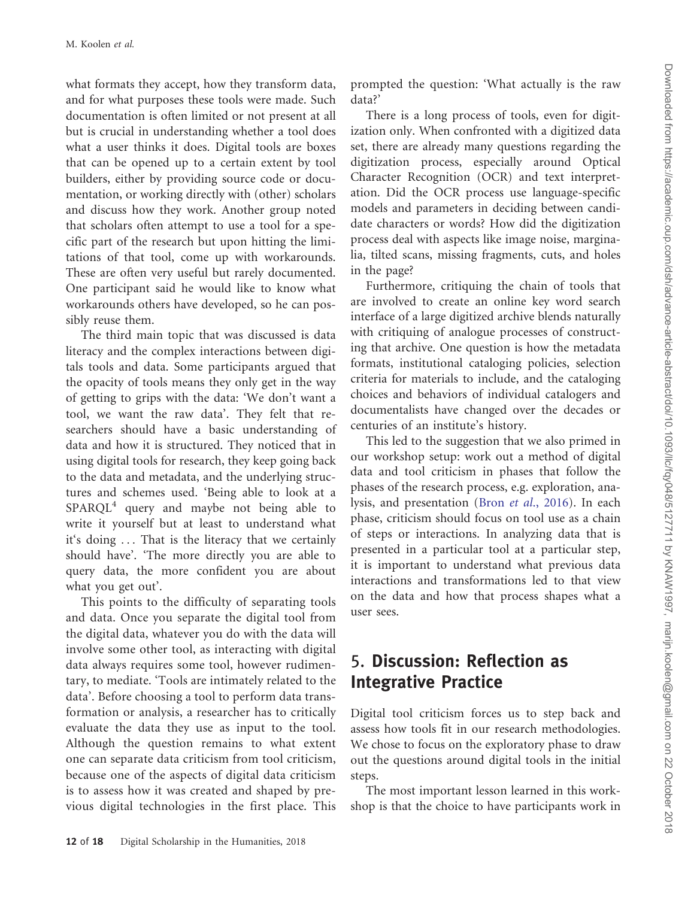what formats they accept, how they transform data, and for what purposes these tools were made. Such documentation is often limited or not present at all but is crucial in understanding whether a tool does what a user thinks it does. Digital tools are boxes that can be opened up to a certain extent by tool builders, either by providing source code or documentation, or working directly with (other) scholars and discuss how they work. Another group noted that scholars often attempt to use a tool for a specific part of the research but upon hitting the limitations of that tool, come up with workarounds. These are often very useful but rarely documented. One participant said he would like to know what workarounds others have developed, so he can possibly reuse them.

The third main topic that was discussed is data literacy and the complex interactions between digitals tools and data. Some participants argued that the opacity of tools means they only get in the way of getting to grips with the data: 'We don't want a tool, we want the raw data'. They felt that researchers should have a basic understanding of data and how it is structured. They noticed that in using digital tools for research, they keep going back to the data and metadata, and the underlying structures and schemes used. 'Being able to look at a SPARQL[4] query and maybe not being able to write it yourself but at least to understand what it's doing ... That is the literacy that we certainly should have'. 'The more directly you are able to query data, the more confident you are about what you get out'.

This points to the difficulty of separating tools and data. Once you separate the digital tool from the digital data, whatever you do with the data will involve some other tool, as interacting with digital data always requires some tool, however rudimentary, to mediate. 'Tools are intimately related to the data'. Before choosing a tool to perform data transformation or analysis, a researcher has to critically evaluate the data they use as input to the tool. Although the question remains to what extent one can separate data criticism from tool criticism, because one of the aspects of digital data criticism is to assess how it was created and shaped by previous digital technologies in the first place. This prompted the question: 'What actually is the raw data?'

There is a long process of tools, even for digitization only. When confronted with a digitized data set, there are already many questions regarding the digitization process, especially around Optical Character Recognition (OCR) and text interpretation. Did the OCR process use language-specific models and parameters in deciding between candidate characters or words? How did the digitization process deal with aspects like image noise, marginalia, tilted scans, missing fragments, cuts, and holes in the page?

Furthermore, critiquing the chain of tools that are involved to create an online key word search interface of a large digitized archive blends naturally with critiquing of analogue processes of constructing that archive. One question is how the metadata formats, institutional cataloging policies, selection criteria for materials to include, and the cataloging choices and behaviors of individual catalogers and documentalists have changed over the decades or centuries of an institute's history.

This led to the suggestion that we also primed in our workshop setup: work out a method of digital data and tool criticism in phases that follow the phases of the research process, e.g. exploration, analysis, and presentation (Bron *et al.*, 2016). In each phase, criticism should focus on tool use as a chain of steps or interactions. In analyzing data that is presented in a particular tool at a particular step, it is important to understand what previous data interactions and transformations led to that view on the data and how that process shapes what a user sees.

## 5. Discussion: Reflection as Integrative Practice

Digital tool criticism forces us to step back and assess how tools fit in our research methodologies. We chose to focus on the exploratory phase to draw out the questions around digital tools in the initial steps.

The most important lesson learned in this workshop is that the choice to have participants work in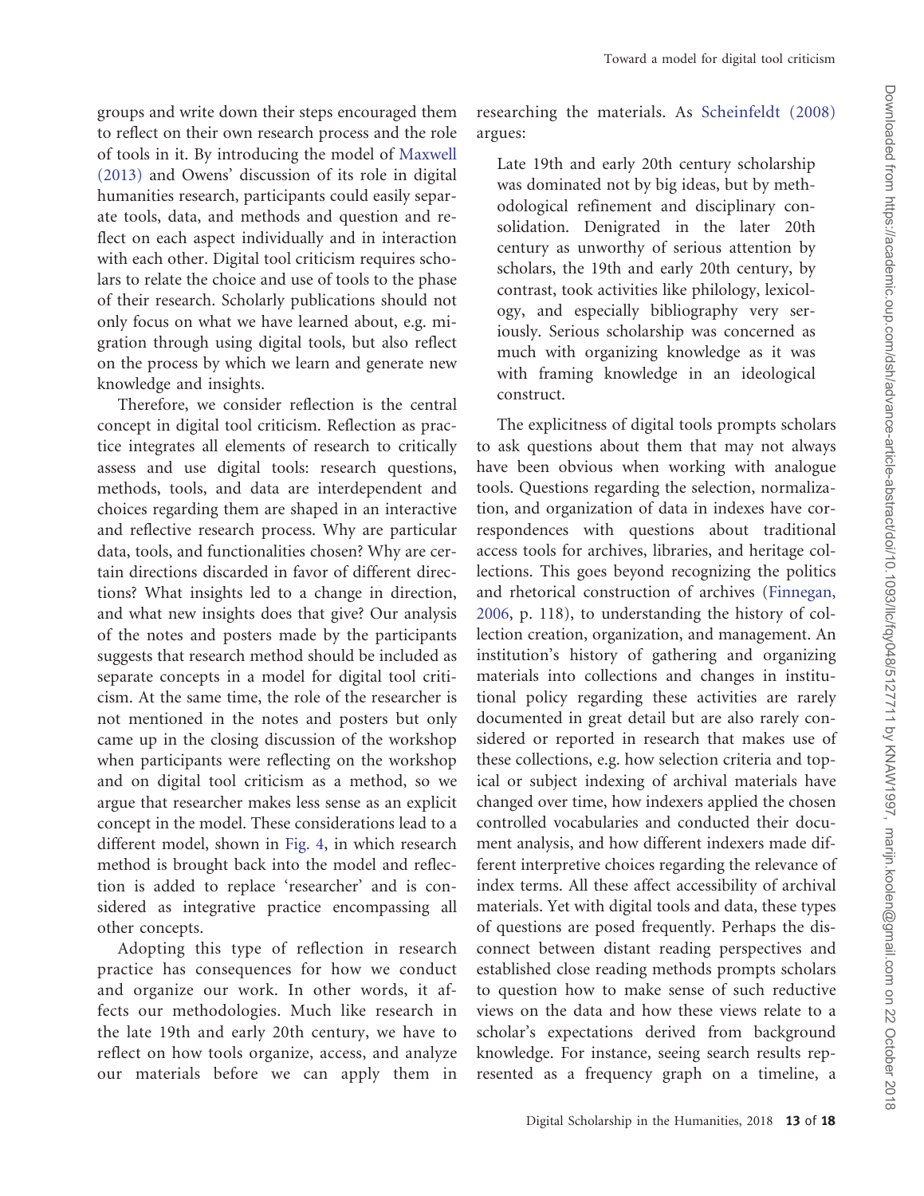groups and write down their steps encouraged them to reflect on their own research process and the role of tools in it. By introducing the model of Maxwell (2013) and Owens' discussion of its role in digital humanities research, participants could easily separate tools, data, and methods and question and reflect on each aspect individually and in interaction with each other. Digital tool criticism requires scholars to relate the choice and use of tools to the phase of their research. Scholarly publications should not only focus on what we have learned about, e.g. migration through using digital tools, but also reflect on the process by which we learn and generate new knowledge and insights.

Therefore, we consider reflection is the central concept in digital tool criticism. Reflection as practice integrates all elements of research to critically assess and use digital tools: research questions, methods, tools, and data are interdependent and choices regarding them are shaped in an interactive and reflective research process. Why are particular data, tools, and functionalities chosen? Why are certain directions discarded in favor of different directions? What insights led to a change in direction, and what new insights does that give? Our analysis of the notes and posters made by the participants suggests that research method should be included as separate concepts in a model for digital tool criticism. At the same time, the role of the researcher is not mentioned in the notes and posters but only came up in the closing discussion of the workshop when participants were reflecting on the workshop and on digital tool criticism as a method, so we argue that researcher makes less sense as an explicit concept in the model. These considerations lead to a different model, shown in Fig. 4, in which research method is brought back into the model and reflection is added to replace 'researcher' and is considered as integrative practice encompassing all other concepts.

Adopting this type of reflection in research practice has consequences for how we conduct and organize our work. In other words, it affects our methodologies. Much like research in the late 19th and early 20th century, we have to reflect on how tools organize, access, and analyze our materials before we can apply them in researching the materials. As Scheinfeldt (2008) argues:

> Late 19th and early 20th century scholarship was dominated not by big ideas, but by methodological refinement and disciplinary consolidation. Denigrated in the later 20th century as unworthy of serious attention by scholars, the 19th and early 20th century, by contrast, took activities like philology, lexicology, and especially bibliography very seriously. Serious scholarship was concerned as much with organizing knowledge as it was with framing knowledge in an ideological construct.

The explicitness of digital tools prompts scholars to ask questions about them that may not always have been obvious when working with analogue tools. Questions regarding the selection, normalization, and organization of data in indexes have correspondences with questions about traditional access tools for archives, libraries, and heritage collections. This goes beyond recognizing the politics and rhetorical construction of archives (Finnegan, 2006, p. 118), to understanding the history of collection creation, organization, and management. An institution's history of gathering and organizing materials into collections and changes in institutional policy regarding these activities are rarely documented in great detail but are also rarely considered or reported in research that makes use of these collections, e.g. how selection criteria and topical or subject indexing of archival materials have changed over time, how indexers applied the chosen controlled vocabularies and conducted their document analysis, and how different indexers made different interpretive choices regarding the relevance of index terms. All these affect accessibility of archival materials. Yet with digital tools and data, these types of questions are posed frequently. Perhaps the disconnect between distant reading perspectives and established close reading methods prompts scholars to question how to make sense of such reductive views on the data and how these views relate to a scholar's expectations derived from background knowledge. For instance, seeing search results represented as a frequency graph on a timeline, a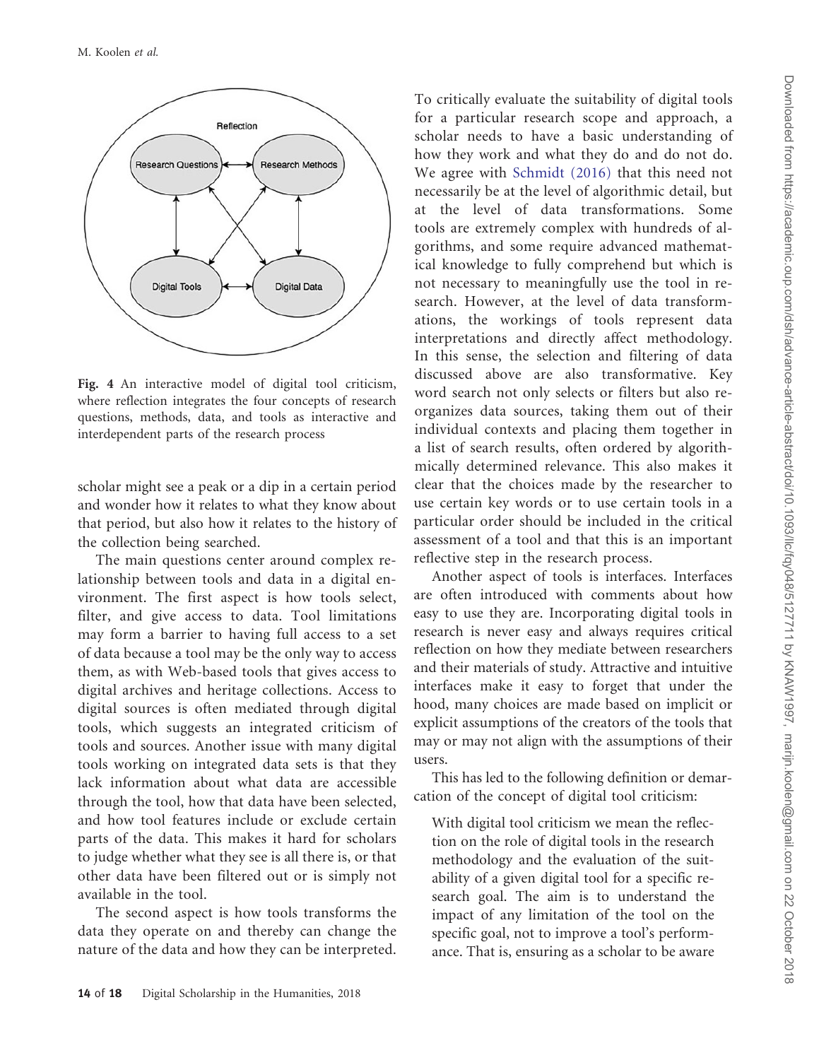Fig. 4 An interactive model of digital tool criticism, where reflection integrates the four concepts of research questions, methods, data, and tools as interactive and interdependent parts of the research process

scholar might see a peak or a dip in a certain period and wonder how it relates to what they know about that period, but also how it relates to the history of the collection being searched.

The main questions center around complex relationship between tools and data in a digital environment. The first aspect is how tools select, filter, and give access to data. Tool limitations may form a barrier to having full access to a set of data because a tool may be the only way to access them, as with Web-based tools that gives access to digital archives and heritage collections. Access to digital sources is often mediated through digital tools, which suggests an integrated criticism of tools and sources. Another issue with many digital tools working on integrated data sets is that they lack information about what data are accessible through the tool, how that data have been selected, and how tool features include or exclude certain parts of the data. This makes it hard for scholars to judge whether what they see is all there is, or that other data have been filtered out or is simply not available in the tool.

The second aspect is how tools transforms the data they operate on and thereby can change the nature of the data and how they can be interpreted. To critically evaluate the suitability of digital tools for a particular research scope and approach, a scholar needs to have a basic understanding of how they work and what they do and do not do. We agree with Schmidt (2016) that this need not necessarily be at the level of algorithmic detail, but at the level of data transformations. Some tools are extremely complex with hundreds of algorithms, and some require advanced mathematical knowledge to fully comprehend but which is not necessary to meaningfully use the tool in research. However, at the level of data transformations, the workings of tools represent data interpretations and directly affect methodology. In this sense, the selection and filtering of data discussed above are also transformative. Key word search not only selects or filters but also reorganizes data sources, taking them out of their individual contexts and placing them together in a list of search results, often ordered by algorithmically determined relevance. This also makes it clear that the choices made by the researcher to use certain key words or to use certain tools in a particular order should be included in the critical assessment of a tool and that this is an important reflective step in the research process.

Another aspect of tools is interfaces. Interfaces are often introduced with comments about how easy to use they are. Incorporating digital tools in research is never easy and always requires critical reflection on how they mediate between researchers and their materials of study. Attractive and intuitive interfaces make it easy to forget that under the hood, many choices are made based on implicit or explicit assumptions of the creators of the tools that may or may not align with the assumptions of their users.

This has led to the following definition or demarcation of the concept of digital tool criticism:

> With digital tool criticism we mean the reflection on the role of digital tools in the research methodology and the evaluation of the suitability of a given digital tool for a specific research goal. The aim is to understand the impact of any limitation of the tool on the specific goal, not to improve a tool's performance. That is, ensuring as a scholar to be aware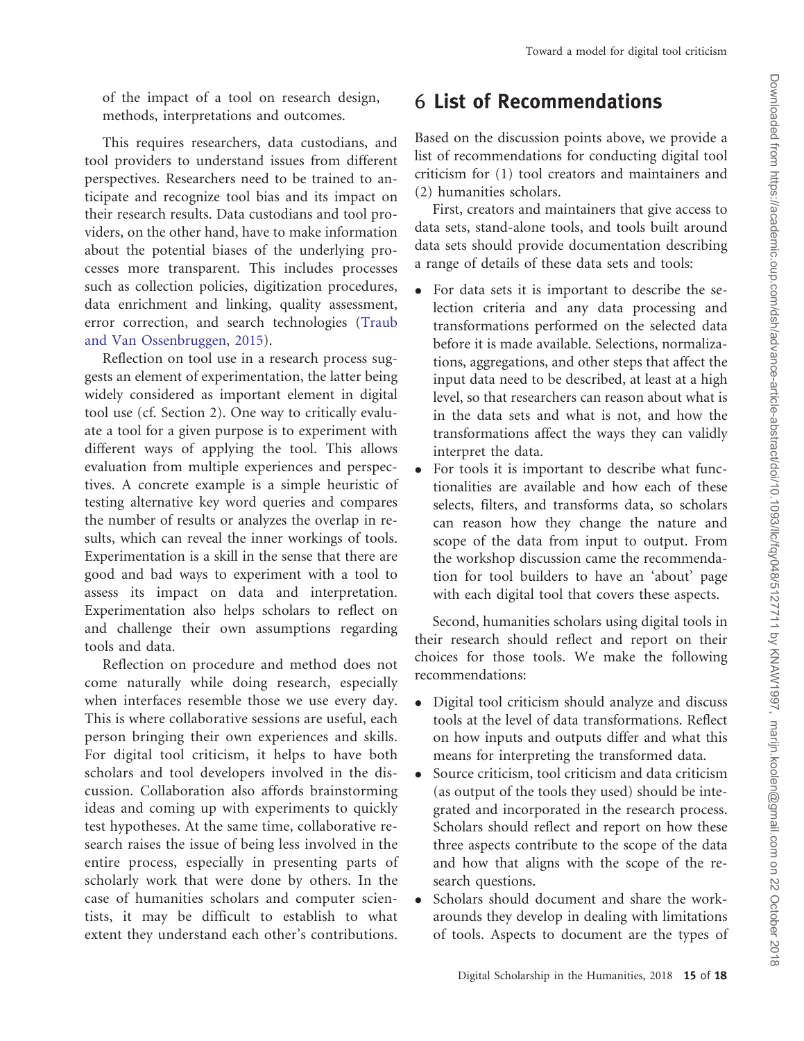of the impact of a tool on research design, methods, interpretations and outcomes.

This requires researchers, data custodians, and tool providers to understand issues from different perspectives. Researchers need to be trained to anticipate and recognize tool bias and its impact on their research results. Data custodians and tool providers, on the other hand, have to make information about the potential biases of the underlying processes more transparent. This includes processes such as collection policies, digitization procedures, data enrichment and linking, quality assessment, error correction, and search technologies (Traub and Van Ossenbruggen, 2015).

Reflection on tool use in a research process suggests an element of experimentation, the latter being widely considered as important element in digital tool use (cf. Section 2). One way to critically evaluate a tool for a given purpose is to experiment with different ways of applying the tool. This allows evaluation from multiple experiences and perspectives. A concrete example is a simple heuristic of testing alternative key word queries and compares the number of results or analyzes the overlap in results, which can reveal the inner workings of tools. Experimentation is a skill in the sense that there are good and bad ways to experiment with a tool to assess its impact on data and interpretation. Experimentation also helps scholars to reflect on and challenge their own assumptions regarding tools and data.

Reflection on procedure and method does not come naturally while doing research, especially when interfaces resemble those we use every day. This is where collaborative sessions are useful, each person bringing their own experiences and skills. For digital tool criticism, it helps to have both scholars and tool developers involved in the discussion. Collaboration also affords brainstorming ideas and coming up with experiments to quickly test hypotheses. At the same time, collaborative research raises the issue of being less involved in the entire process, especially in presenting parts of scholarly work that were done by others. In the case of humanities scholars and computer scientists, it may be difficult to establish to what extent they understand each other's contributions.

# 6 List of Recommendations

Based on the discussion points above, we provide a list of recommendations for conducting digital tool criticism for (1) tool creators and maintainers and (2) humanities scholars.

First, creators and maintainers that give access to data sets, stand-alone tools, and tools built around data sets should provide documentation describing a range of details of these data sets and tools:

- For data sets it is important to describe the selection criteria and any data processing and transformations performed on the selected data before it is made available. Selections, normalizations, aggregations, and other steps that affect the input data need to be described, at least at a high level, so that researchers can reason about what is in the data sets and what is not, and how the transformations affect the ways they can validly interpret the data.
- For tools it is important to describe what functionalities are available and how each of these selects, filters, and transforms data, so scholars can reason how they change the nature and scope of the data from input to output. From the workshop discussion came the recommendation for tool builders to have an 'about' page with each digital tool that covers these aspects.

Second, humanities scholars using digital tools in their research should reflect and report on their choices for those tools. We make the following recommendations:

- Digital tool criticism should analyze and discuss tools at the level of data transformations. Reflect on how inputs and outputs differ and what this means for interpreting the transformed data.
- Source criticism, tool criticism and data criticism (as output of the tools they used) should be integrated and incorporated in the research process. Scholars should reflect and report on how these three aspects contribute to the scope of the data and how that aligns with the scope of the research questions.
- Scholars should document and share the workarounds they develop in dealing with limitations of tools. Aspects to document are the types of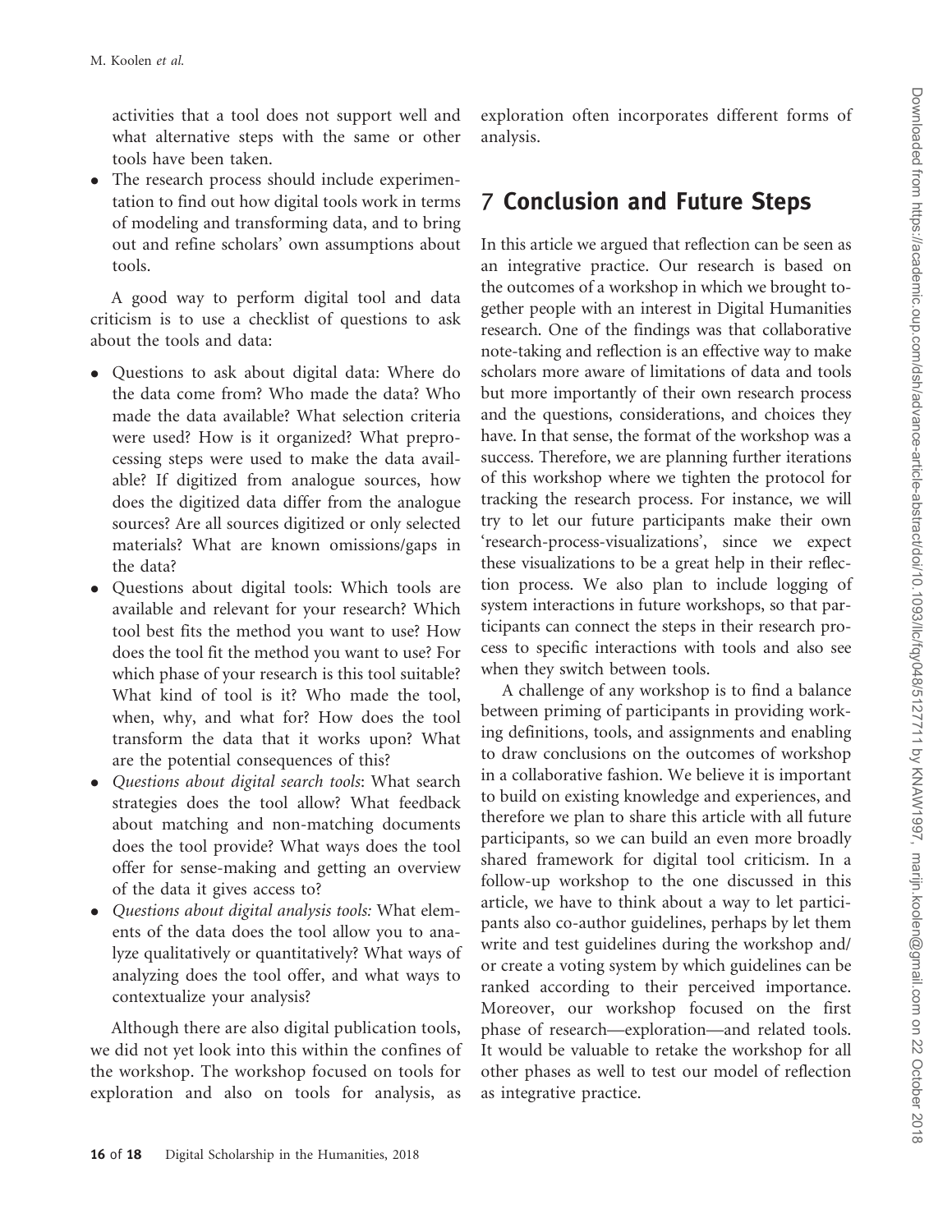activities that a tool does not support well and what alternative steps with the same or other tools have been taken.

- The research process should include experimentation to find out how digital tools work in terms of modeling and transforming data, and to bring out and refine scholars' own assumptions about tools.

A good way to perform digital tool and data criticism is to use a checklist of questions to ask about the tools and data:

- Questions to ask about digital data: Where do the data come from? Who made the data? Who made the data available? What selection criteria were used? How is it organized? What preprocessing steps were used to make the data available? If digitized from analogue sources, how does the digitized data differ from the analogue sources? Are all sources digitized or only selected materials? What are known omissions/gaps in the data?
- Questions about digital tools: Which tools are available and relevant for your research? Which tool best fits the method you want to use? How does the tool fit the method you want to use? For which phase of your research is this tool suitable? What kind of tool is it? Who made the tool, when, why, and what for? How does the tool transform the data that it works upon? What are the potential consequences of this?
- *Questions about digital search tools*: What search strategies does the tool allow? What feedback about matching and non-matching documents does the tool provide? What ways does the tool offer for sense-making and getting an overview of the data it gives access to?
- *Questions about digital analysis tools:* What elements of the data does the tool allow you to analyze qualitatively or quantitatively? What ways of analyzing does the tool offer, and what ways to contextualize your analysis?

Although there are also digital publication tools, we did not yet look into this within the confines of the workshop. The workshop focused on tools for exploration and also on tools for analysis, as exploration often incorporates different forms of analysis.

## 7 Conclusion and Future Steps

In this article we argued that reflection can be seen as an integrative practice. Our research is based on the outcomes of a workshop in which we brought together people with an interest in Digital Humanities research. One of the findings was that collaborative note-taking and reflection is an effective way to make scholars more aware of limitations of data and tools but more importantly of their own research process and the questions, considerations, and choices they have. In that sense, the format of the workshop was a success. Therefore, we are planning further iterations of this workshop where we tighten the protocol for tracking the research process. For instance, we will try to let our future participants make their own 'research-process-visualizations', since we expect these visualizations to be a great help in their reflection process. We also plan to include logging of system interactions in future workshops, so that participants can connect the steps in their research process to specific interactions with tools and also see when they switch between tools.

A challenge of any workshop is to find a balance between priming of participants in providing working definitions, tools, and assignments and enabling to draw conclusions on the outcomes of workshop in a collaborative fashion. We believe it is important to build on existing knowledge and experiences, and therefore we plan to share this article with all future participants, so we can build an even more broadly shared framework for digital tool criticism. In a follow-up workshop to the one discussed in this article, we have to think about a way to let participants also co-author guidelines, perhaps by let them write and test guidelines during the workshop and/or create a voting system by which guidelines can be ranked according to their perceived importance. Moreover, our workshop focused on the first phase of research—exploration—and related tools. It would be valuable to retake the workshop for all other phases as well to test our model of reflection as integrative practice.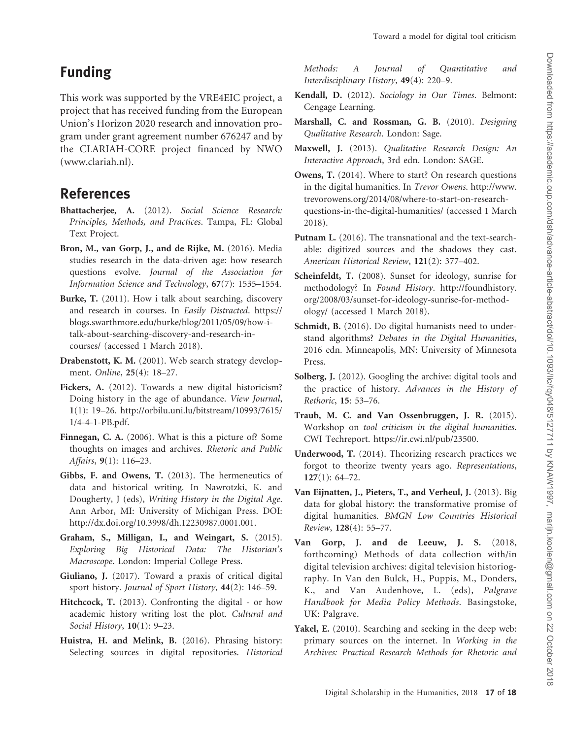## Funding

This work was supported by the VRE4EIC project, a project that has received funding from the European Union's Horizon 2020 research and innovation program under grant agreement number 676247 and by the CLARIAH-CORE project financed by NWO (www.clariah.nl).

## References

**Bhattacherjee, A.** (2012). *Social Science Research: Principles, Methods, and Practices*. Tampa, FL: Global Text Project.

**Bron, M., van Gorp, J., and de Rijke, M.** (2016). Media studies research in the data-driven age: how research questions evolve. *Journal of the Association for Information Science and Technology*, **67**(7): 1535–1554.

**Burke, T.** (2011). How i talk about searching, discovery and research in courses. In *Easily Distracted*. https://blogs.swarthmore.edu/burke/blog/2011/05/09/how-i-talk-about-searching-discovery-and-research-in-courses/ (accessed 1 March 2018).

**Drabenstott, K. M.** (2001). Web search strategy development. *Online*, **25**(4): 18–27.

**Fickers, A.** (2012). Towards a new digital historicism? Doing history in the age of abundance. *View Journal*, **1**(1): 19–26. http://orbilu.uni.lu/bitstream/10993/7615/1/4-4-1-PB.pdf.

**Finnegan, C. A.** (2006). What is this a picture of? Some thoughts on images and archives. *Rhetoric and Public Affairs*, **9**(1): 116–23.

**Gibbs, F. and Owens, T.** (2013). The hermeneutics of data and historical writing. In Nawrotzki, K. and Dougherty, J (eds), *Writing History in the Digital Age*. Ann Arbor, MI: University of Michigan Press. DOI: http://dx.doi.org/10.3998/dh.12230987.0001.001.

**Graham, S., Milligan, I., and Weingart, S.** (2015). *Exploring Big Historical Data: The Historian's Macroscope*. London: Imperial College Press.

**Giuliano, J.** (2017). Toward a praxis of critical digital sport history. *Journal of Sport History*, **44**(2): 146–59.

**Hitchcock, T.** (2013). Confronting the digital - or how academic history writing lost the plot. *Cultural and Social History*, **10**(1): 9–23.

**Huistra, H. and Melink, B.** (2016). Phrasing history: Selecting sources in digital repositories. *Historical Methods: A Journal of Quantitative and Interdisciplinary History*, **49**(4): 220–9.

**Kendall, D.** (2012). *Sociology in Our Times*. Belmont: Cengage Learning.

**Marshall, C. and Rossman, G. B.** (2010). *Designing Qualitative Research*. London: Sage.

**Maxwell, J.** (2013). *Qualitative Research Design: An Interactive Approach*, 3rd edn. London: SAGE.

**Owens, T.** (2014). Where to start? On research questions in the digital humanities. In *Trevor Owens*. http://www.trevorowens.org/2014/08/where-to-start-on-research-questions-in-the-digital-humanities/ (accessed 1 March 2018).

**Putnam L.** (2016). The transnational and the text-searchable: digitized sources and the shadows they cast. *American Historical Review*, **121**(2): 377–402.

**Scheinfeldt, T.** (2008). Sunset for ideology, sunrise for methodology? In *Found History*. http://foundhistory.org/2008/03/sunset-for-ideology-sunrise-for-methodology/ (accessed 1 March 2018).

**Schmidt, B.** (2016). Do digital humanists need to understand algorithms? *Debates in the Digital Humanities*, 2016 edn. Minneapolis, MN: University of Minnesota Press.

**Solberg, J.** (2012). Googling the archive: digital tools and the practice of history. *Advances in the History of Rethoric*, **15**: 53–76.

**Traub, M. C. and Van Ossenbruggen, J. R.** (2015). Workshop on *tool criticism in the digital humanities*. CWI Techreport. https://ir.cwi.nl/pub/23500.

**Underwood, T.** (2014). Theorizing research practices we forgot to theorize twenty years ago. *Representations*, **127**(1): 64–72.

**Van Eijnatten, J., Pieters, T., and Verheul, J.** (2013). Big data for global history: the transformative promise of digital humanities. *BMGN Low Countries Historical Review*, **128**(4): 55–77.

**Van Gorp, J. and de Leeuw, J. S.** (2018, forthcoming) Methods of data collection with/in digital television archives: digital television historiography. In Van den Bulck, H., Puppis, M., Donders, K., and Van Audenhove, L. (eds), *Palgrave Handbook for Media Policy Methods*. Basingstoke, UK: Palgrave.

**Yakel, E.** (2010). Searching and seeking in the deep web: primary sources on the internet. In *Working in the Archives: Practical Research Methods for Rhetoric and*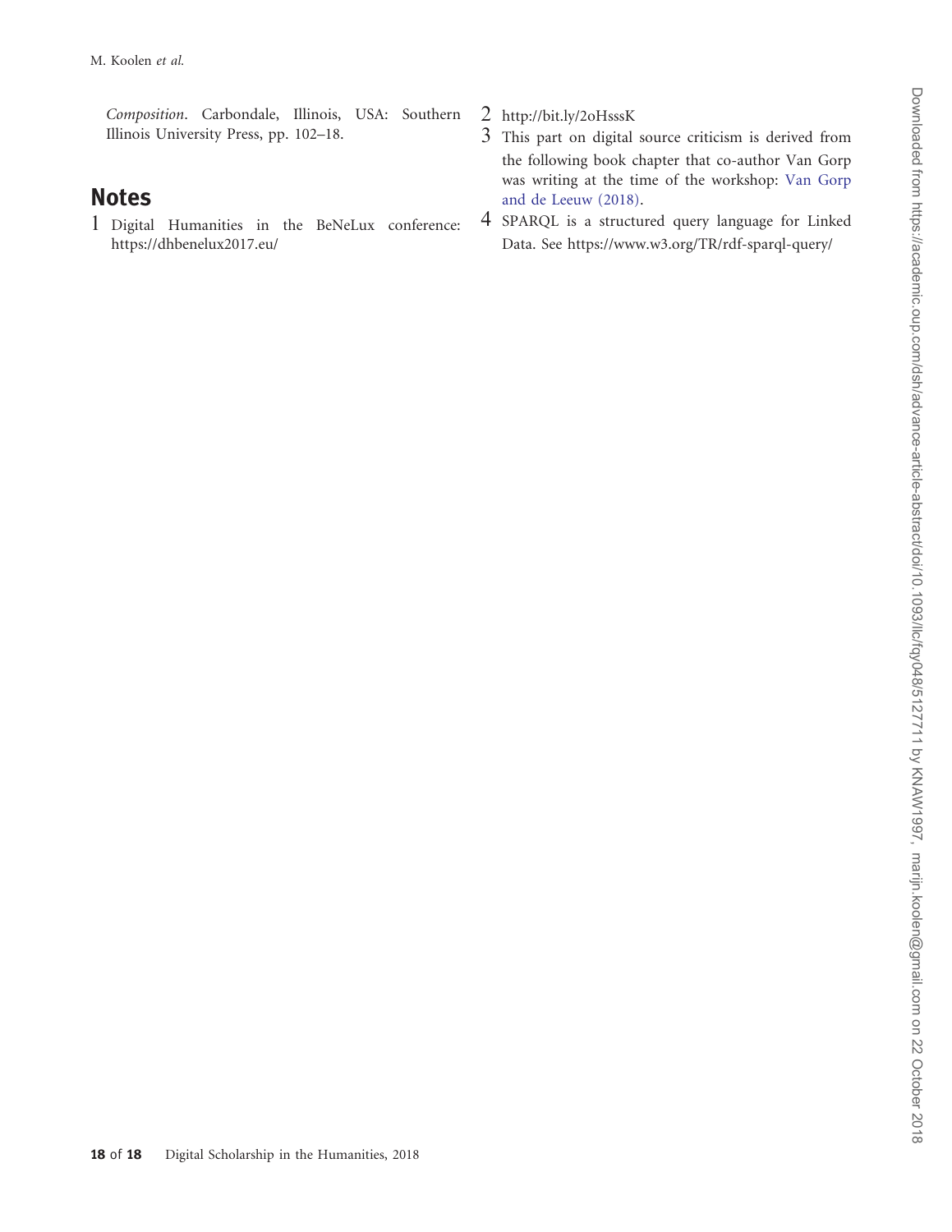*Composition*. Carbondale, Illinois, USA: Southern Illinois University Press, pp. 102–18.

## Notes

1 Digital Humanities in the BeNeLux conference: https://dhbenelux2017.eu/

2 http://bit.ly/2oHsssK

3 This part on digital source criticism is derived from the following book chapter that co-author Van Gorp was writing at the time of the workshop: Van Gorp and de Leeuw (2018).

4 SPARQL is a structured query language for Linked Data. See https://www.w3.org/TR/rdf-sparql-query/